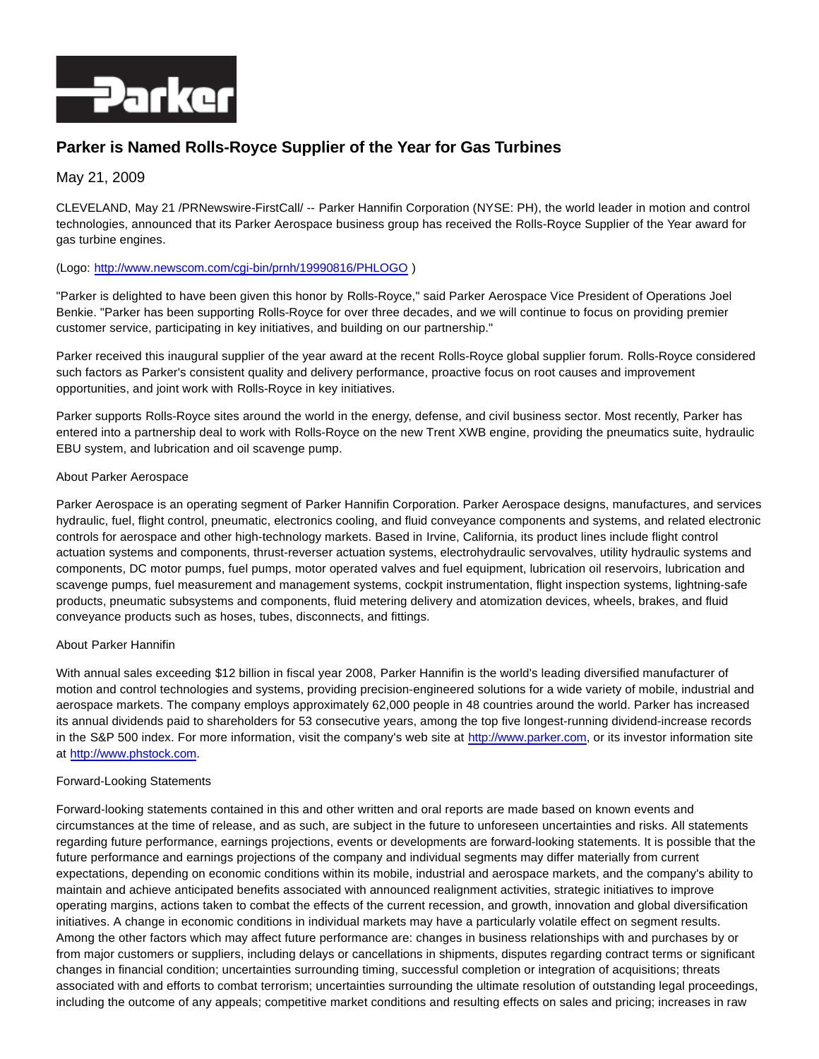# Parker is Named Rolls-Royce Supplier of the Year for Gas Turbines

May 21, 2009

CLEVELAND, May 21 /PRNewswire-FirstCall/ -- Parker Hannifin Corporation (NYSE: PH), the world leader in motion and control technologies, announced that its Parker Aerospace business group has received the Rolls-Royce Supplier of the Year award for gas turbine engines.

(Logo: http://www.newscom.com/cgi-bin/prnh/19990816/PHLOGO )

"Parker is delighted to have been given this honor by Rolls-Royce," said Parker Aerospace Vice President of Operations Joel Benkie. "Parker has been supporting Rolls-Royce for over three decades, and we will continue to focus on providing premier customer service, participating in key initiatives, and building on our partnership."

Parker received this inaugural supplier of the year award at the recent Rolls-Royce global supplier forum. Rolls-Royce considered such factors as Parker's consistent quality and delivery performance, proactive focus on root causes and improvement opportunities, and joint work with Rolls-Royce in key initiatives.

Parker supports Rolls-Royce sites around the world in the energy, defense, and civil business sector. Most recently, Parker has entered into a partnership deal to work with Rolls-Royce on the new Trent XWB engine, providing the pneumatics suite, hydraulic EBU system, and lubrication and oil scavenge pump.

About Parker Aerospace

Parker Aerospace is an operating segment of Parker Hannifin Corporation. Parker Aerospace designs, manufactures, and services hydraulic, fuel, flight control, pneumatic, electronics cooling, and fluid conveyance components and systems, and related electronic controls for aerospace and other high-technology markets. Based in Irvine, California, its product lines include flight control actuation systems and components, thrust-reverser actuation systems, electrohydraulic servovalves, utility hydraulic systems and components, DC motor pumps, fuel pumps, motor operated valves and fuel equipment, lubrication oil reservoirs, lubrication and scavenge pumps, fuel measurement and management systems, cockpit instrumentation, flight inspection systems, lightning-safe products, pneumatic subsystems and components, fluid metering delivery and atomization devices, wheels, brakes, and fluid conveyance products such as hoses, tubes, disconnects, and fittings.

About Parker Hannifin

With annual sales exceeding $12 billion in fiscal year 2008, Parker Hannifin is the world's leading diversified manufacturer of motion and control technologies and systems, providing precision-engineered solutions for a wide variety of mobile, industrial and aerospace markets. The company employs approximately 62,000 people in 48 countries around the world. Parker has increased its annual dividends paid to shareholders for 53 consecutive years, among the top five longest-running dividend-increase records in the S&P 500 index. For more information, visit the company's web site at http://www.parker.com, or its investor information site at http://www.phstock.com.

Forward-Looking Statements

Forward-looking statements contained in this and other written and oral reports are made based on known events and circumstances at the time of release, and as such, are subject in the future to unforeseen uncertainties and risks. All statements regarding future performance, earnings projections, events or developments are forward-looking statements. It is possible that the future performance and earnings projections of the company and individual segments may differ materially from current expectations, depending on economic conditions within its mobile, industrial and aerospace markets, and the company's ability to maintain and achieve anticipated benefits associated with announced realignment activities, strategic initiatives to improve operating margins, actions taken to combat the effects of the current recession, and growth, innovation and global diversification initiatives. A change in economic conditions in individual markets may have a particularly volatile effect on segment results. Among the other factors which may affect future performance are: changes in business relationships with and purchases by or from major customers or suppliers, including delays or cancellations in shipments, disputes regarding contract terms or significant changes in financial condition; uncertainties surrounding timing, successful completion or integration of acquisitions; threats associated with and efforts to combat terrorism; uncertainties surrounding the ultimate resolution of outstanding legal proceedings, including the outcome of any appeals; competitive market conditions and resulting effects on sales and pricing; increases in raw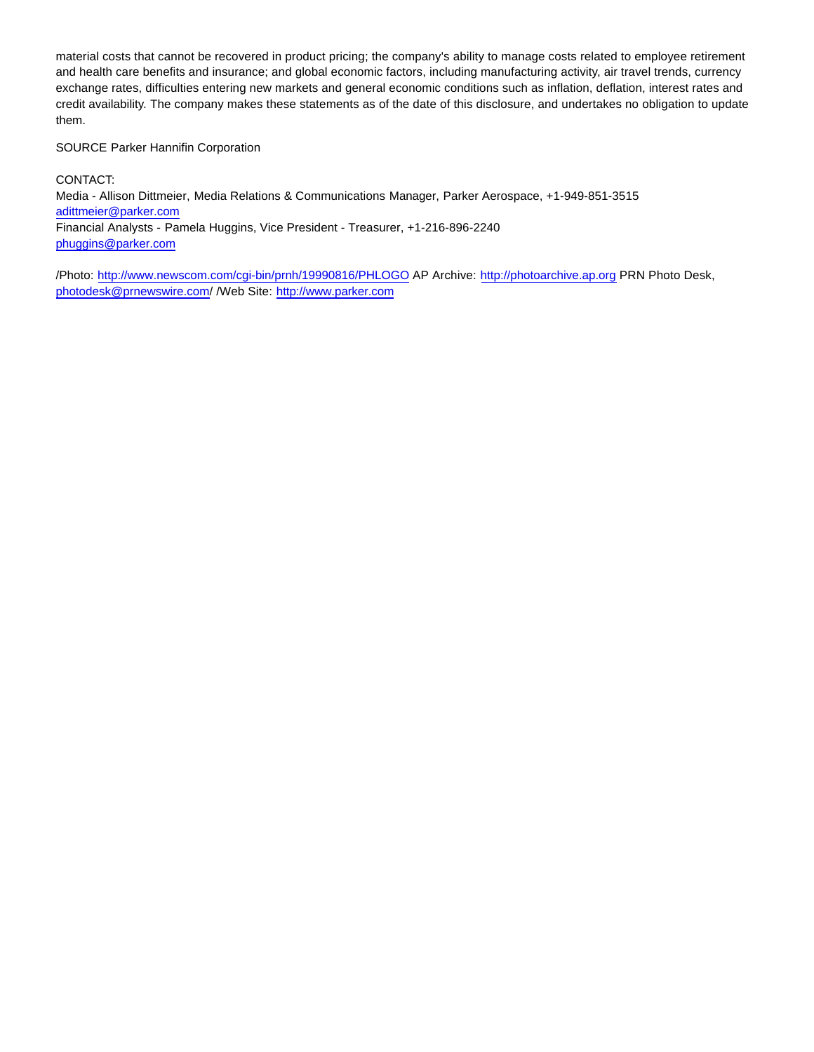material costs that cannot be recovered in product pricing; the company's ability to manage costs related to employee retirement and health care benefits and insurance; and global economic factors, including manufacturing activity, air travel trends, currency exchange rates, difficulties entering new markets and general economic conditions such as inflation, deflation, interest rates and credit availability. The company makes these statements as of the date of this disclosure, and undertakes no obligation to update them.

SOURCE Parker Hannifin Corporation

CONTACT:
Media - Allison Dittmeier, Media Relations & Communications Manager, Parker Aerospace, +1-949-851-3515
adittmeier@parker.com
Financial Analysts - Pamela Huggins, Vice President - Treasurer, +1-216-896-2240
phuggins@parker.com

/Photo: http://www.newscom.com/cgi-bin/prnh/19990816/PHLOGO AP Archive: http://photoarchive.ap.org PRN Photo Desk, photodesk@prnewswire.com/ /Web Site: http://www.parker.com